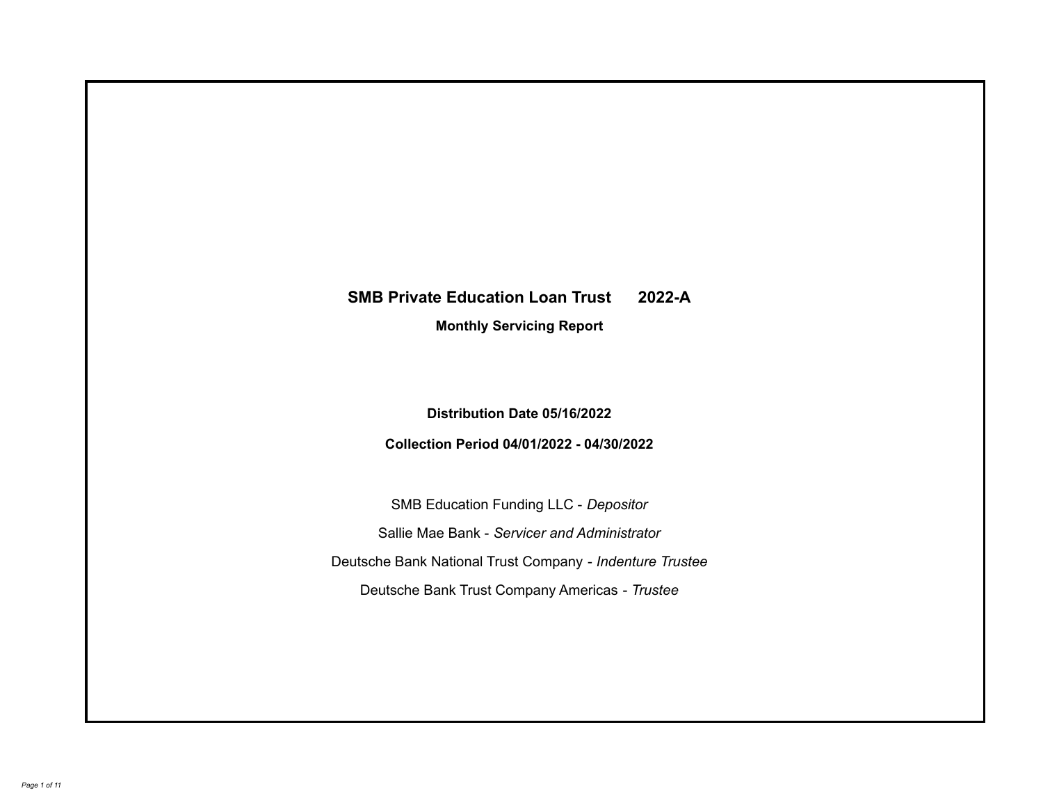# SMB Private Education Loan Trust 2022-A

**Monthly Servicing Report**

**Distribution Date 05/16/2022**

**Collection Period 04/01/2022 - 04/30/2022**

SMB Education Funding LLC - *Depositor*

Sallie Mae Bank - *Servicer and Administrator*

Deutsche Bank National Trust Company - *Indenture Trustee*

Deutsche Bank Trust Company Americas - *Trustee*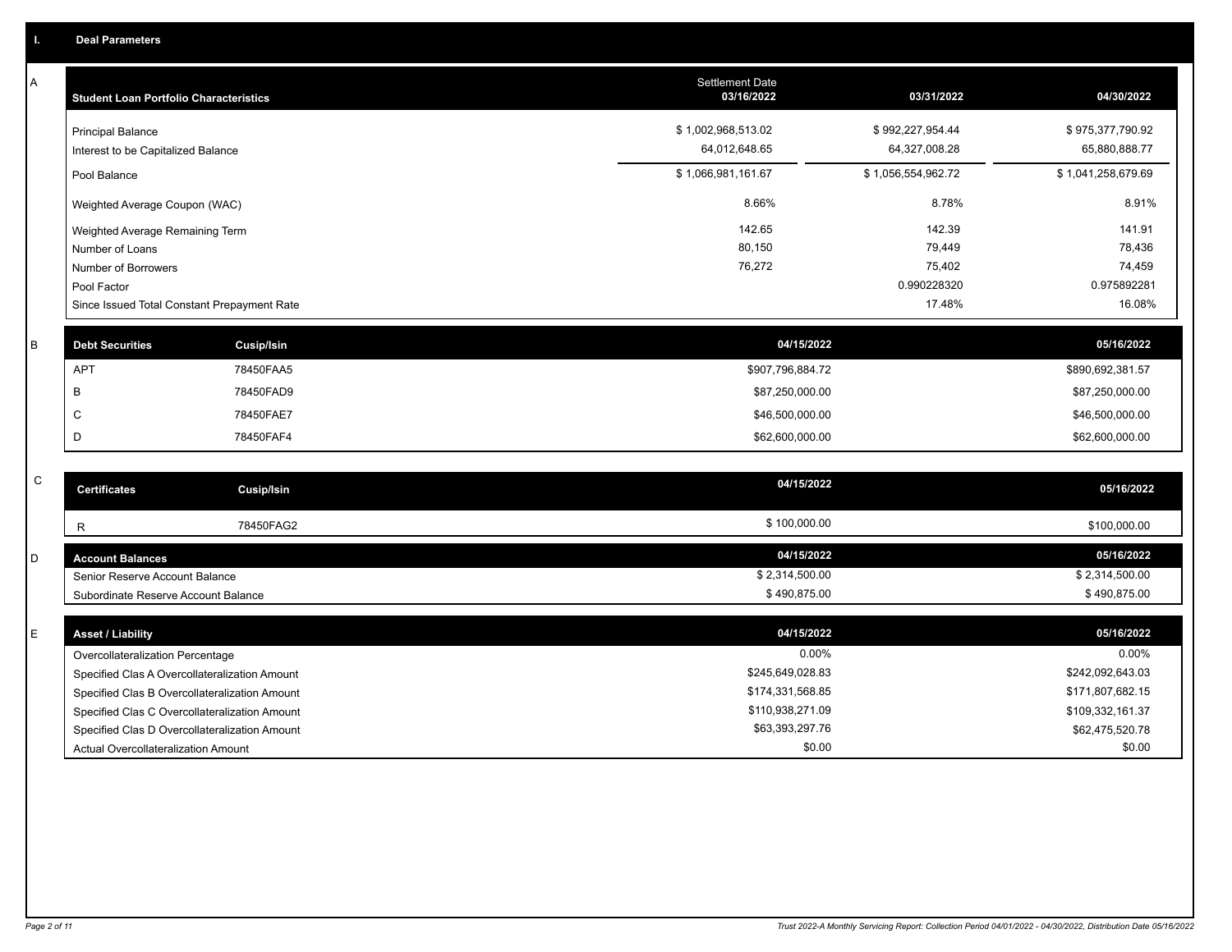## I. Deal Parameters

### A

| Student Loan Portfolio Characteristics | Settlement Date 03/16/2022 | 03/31/2022 | 04/30/2022 |
|---|---|---|---|
| Principal Balance | $ 1,002,968,513.02 | $ 992,227,954.44 | $ 975,377,790.92 |
| Interest to be Capitalized Balance | 64,012,648.65 | 64,327,008.28 | 65,880,888.77 |
| Pool Balance | $ 1,066,981,161.67 | $ 1,056,554,962.72 | $ 1,041,258,679.69 |
| Weighted Average Coupon (WAC) | 8.66% | 8.78% | 8.91% |
| Weighted Average Remaining Term | 142.65 | 142.39 | 141.91 |
| Number of Loans | 80,150 | 79,449 | 78,436 |
| Number of Borrowers | 76,272 | 75,402 | 74,459 |
| Pool Factor | | 0.990228320 | 0.975892281 |
| Since Issued Total Constant Prepayment Rate | | 17.48% | 16.08% |

### B

| Debt Securities | Cusip/Isin | 04/15/2022 | 05/16/2022 |
|---|---|---|---|
| APT | 78450FAA5 | $907,796,884.72 | $890,692,381.57 |
| B | 78450FAD9 | $87,250,000.00 | $87,250,000.00 |
| C | 78450FAE7 | $46,500,000.00 | $46,500,000.00 |
| D | 78450FAF4 | $62,600,000.00 | $62,600,000.00 |

### C

| Certificates | Cusip/Isin | 04/15/2022 | 05/16/2022 |
|---|---|---|---|
| R | 78450FAG2 | $ 100,000.00 | $100,000.00 |

### D

| Account Balances | 04/15/2022 | 05/16/2022 |
|---|---|---|
| Senior Reserve Account Balance | $ 2,314,500.00 | $ 2,314,500.00 |
| Subordinate Reserve Account Balance | $ 490,875.00 | $ 490,875.00 |

### E

| Asset / Liability | 04/15/2022 | 05/16/2022 |
|---|---|---|
| Overcollateralization Percentage | 0.00% | 0.00% |
| Specified Clas A Overcollateralization Amount | $245,649,028.83 | $242,092,643.03 |
| Specified Clas B Overcollateralization Amount | $174,331,568.85 | $171,807,682.15 |
| Specified Clas C Overcollateralization Amount | $110,938,271.09 | $109,332,161.37 |
| Specified Clas D Overcollateralization Amount | $63,393,297.76 | $62,475,520.78 |
| Actual Overcollateralization Amount | $0.00 | $0.00 |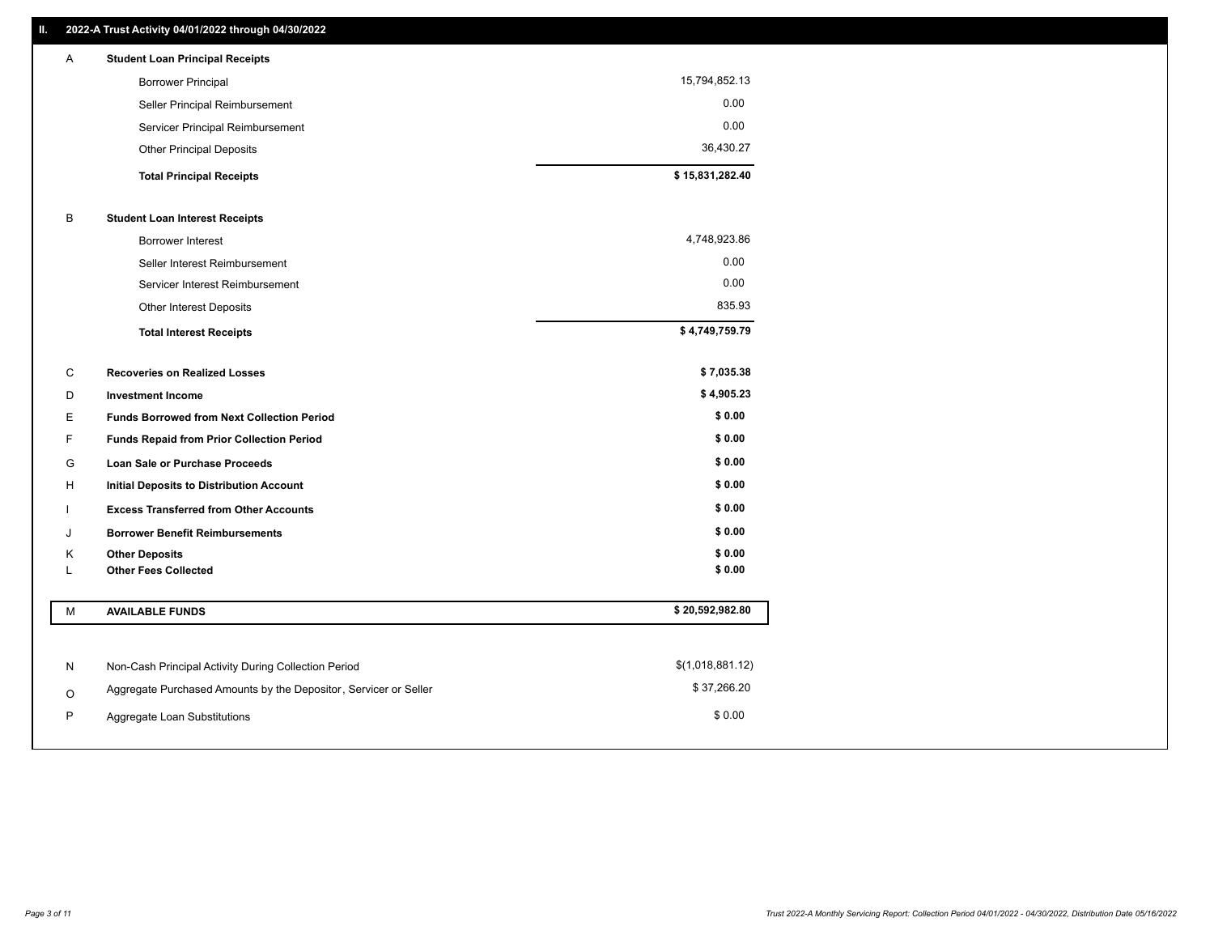## II. 2022-A Trust Activity 04/01/2022 through 04/30/2022

| | | |
|---|---|---|
| A | **Student Loan Principal Receipts** | |
| | Borrower Principal | 15,794,852.13 |
| | Seller Principal Reimbursement | 0.00 |
| | Servicer Principal Reimbursement | 0.00 |
| | Other Principal Deposits | 36,430.27 |
| | **Total Principal Receipts** | **$ 15,831,282.40** |
| B | **Student Loan Interest Receipts** | |
| | Borrower Interest | 4,748,923.86 |
| | Seller Interest Reimbursement | 0.00 |
| | Servicer Interest Reimbursement | 0.00 |
| | Other Interest Deposits | 835.93 |
| | **Total Interest Receipts** | **$ 4,749,759.79** |
| C | **Recoveries on Realized Losses** | **$ 7,035.38** |
| D | **Investment Income** | **$ 4,905.23** |
| E | **Funds Borrowed from Next Collection Period** | **$ 0.00** |
| F | **Funds Repaid from Prior Collection Period** | **$ 0.00** |
| G | **Loan Sale or Purchase Proceeds** | **$ 0.00** |
| H | **Initial Deposits to Distribution Account** | **$ 0.00** |
| I | **Excess Transferred from Other Accounts** | **$ 0.00** |
| J | **Borrower Benefit Reimbursements** | **$ 0.00** |
| K | **Other Deposits** | **$ 0.00** |
| L | **Other Fees Collected** | **$ 0.00** |
| M | **AVAILABLE FUNDS** | **$ 20,592,982.80** |
| N | Non-Cash Principal Activity During Collection Period | $(1,018,881.12) |
| O | Aggregate Purchased Amounts by the Depositor, Servicer or Seller | $ 37,266.20 |
| P | Aggregate Loan Substitutions | $ 0.00 |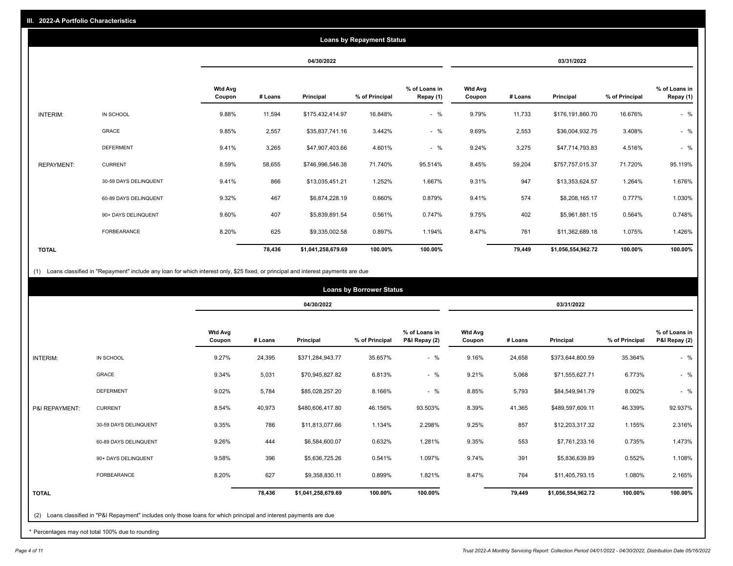## III. 2022-A Portfolio Characteristics

### Loans by Repayment Status

| | | 04/30/2022 | | | | | 03/31/2022 | | | | |
|---|---|---|---|---|---|---|---|---|---|---|---|
| | | Wtd Avg Coupon | # Loans | Principal | % of Principal | % of Loans in Repay (1) | Wtd Avg Coupon | # Loans | Principal | % of Principal | % of Loans in Repay (1) |
| INTERIM: | IN SCHOOL | 9.88% | 11,594 | $175,432,414.97 | 16.848% | - % | 9.79% | 11,733 | $176,191,860.70 | 16.676% | - % |
| | GRACE | 9.85% | 2,557 | $35,837,741.16 | 3.442% | - % | 9.69% | 2,553 | $36,004,932.75 | 3.408% | - % |
| | DEFERMENT | 9.41% | 3,265 | $47,907,403.66 | 4.601% | - % | 9.24% | 3,275 | $47,714,793.83 | 4.516% | - % |
| REPAYMENT: | CURRENT | 8.59% | 58,655 | $746,996,546.38 | 71.740% | 95.514% | 8.45% | 59,204 | $757,757,015.37 | 71.720% | 95.119% |
| | 30-59 DAYS DELINQUENT | 9.41% | 866 | $13,035,451.21 | 1.252% | 1.667% | 9.31% | 947 | $13,353,624.57 | 1.264% | 1.676% |
| | 60-89 DAYS DELINQUENT | 9.32% | 467 | $6,874,228.19 | 0.660% | 0.879% | 9.41% | 574 | $8,208,165.17 | 0.777% | 1.030% |
| | 90+ DAYS DELINQUENT | 9.60% | 407 | $5,839,891.54 | 0.561% | 0.747% | 9.75% | 402 | $5,961,881.15 | 0.564% | 0.748% |
| | FORBEARANCE | 8.20% | 625 | $9,335,002.58 | 0.897% | 1.194% | 8.47% | 761 | $11,362,689.18 | 1.075% | 1.426% |
| TOTAL | | | 78,436 | $1,041,258,679.69 | 100.00% | 100.00% | | 79,449 | $1,056,554,962.72 | 100.00% | 100.00% |

(1) Loans classified in "Repayment" include any loan for which interest only, $25 fixed, or principal and interest payments are due

### Loans by Borrower Status

| | | 04/30/2022 | | | | | 03/31/2022 | | | | |
|---|---|---|---|---|---|---|---|---|---|---|---|
| | | Wtd Avg Coupon | # Loans | Principal | % of Principal | % of Loans in P&I Repay (2) | Wtd Avg Coupon | # Loans | Principal | % of Principal | % of Loans in P&I Repay (2) |
| INTERIM: | IN SCHOOL | 9.27% | 24,395 | $371,284,943.77 | 35.657% | - % | 9.16% | 24,658 | $373,644,800.59 | 35.364% | - % |
| | GRACE | 9.34% | 5,031 | $70,945,827.82 | 6.813% | - % | 9.21% | 5,068 | $71,555,627.71 | 6.773% | - % |
| | DEFERMENT | 9.02% | 5,784 | $85,028,257.20 | 8.166% | - % | 8.85% | 5,793 | $84,549,941.79 | 8.002% | - % |
| P&I REPAYMENT: | CURRENT | 8.54% | 40,973 | $480,606,417.80 | 46.156% | 93.503% | 8.39% | 41,365 | $489,597,609.11 | 46.339% | 92.937% |
| | 30-59 DAYS DELINQUENT | 9.35% | 786 | $11,813,077.66 | 1.134% | 2.298% | 9.25% | 857 | $12,203,317.32 | 1.155% | 2.316% |
| | 60-89 DAYS DELINQUENT | 9.26% | 444 | $6,584,600.07 | 0.632% | 1.281% | 9.35% | 553 | $7,761,233.16 | 0.735% | 1.473% |
| | 90+ DAYS DELINQUENT | 9.58% | 396 | $5,636,725.26 | 0.541% | 1.097% | 9.74% | 391 | $5,836,639.89 | 0.552% | 1.108% |
| | FORBEARANCE | 8.20% | 627 | $9,358,830.11 | 0.899% | 1.821% | 8.47% | 764 | $11,405,793.15 | 1.080% | 2.165% |
| TOTAL | | | 78,436 | $1,041,258,679.69 | 100.00% | 100.00% | | 79,449 | $1,056,554,962.72 | 100.00% | 100.00% |

(2) Loans classified in "P&I Repayment" includes only those loans for which principal and interest payments are due

* Percentages may not total 100% due to rounding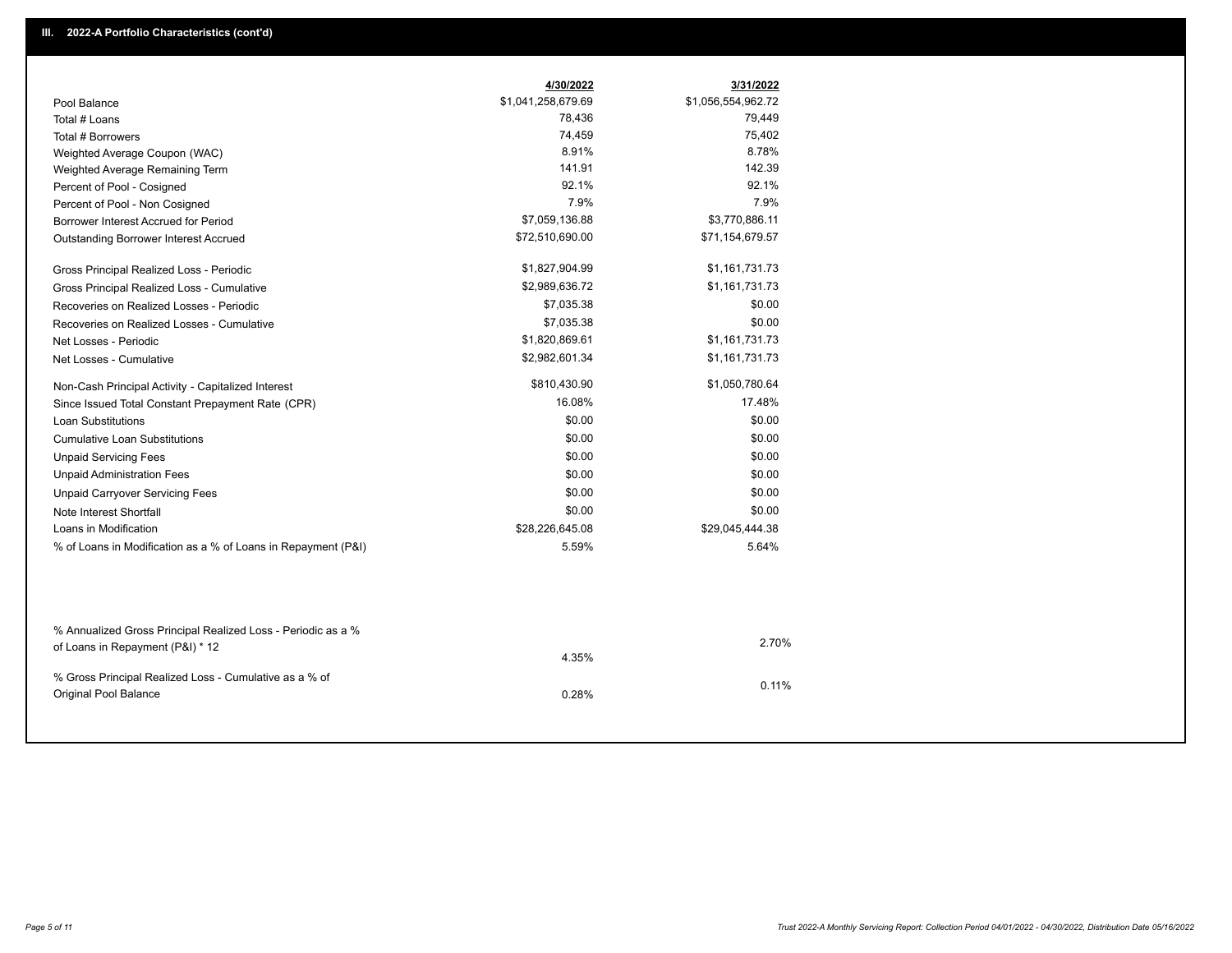## III. 2022-A Portfolio Characteristics (cont'd)

| | 4/30/2022 | 3/31/2022 |
|---|---|---|
| Pool Balance | $1,041,258,679.69 | $1,056,554,962.72 |
| Total # Loans | 78,436 | 79,449 |
| Total # Borrowers | 74,459 | 75,402 |
| Weighted Average Coupon (WAC) | 8.91% | 8.78% |
| Weighted Average Remaining Term | 141.91 | 142.39 |
| Percent of Pool - Cosigned | 92.1% | 92.1% |
| Percent of Pool - Non Cosigned | 7.9% | 7.9% |
| Borrower Interest Accrued for Period | $7,059,136.88 | $3,770,886.11 |
| Outstanding Borrower Interest Accrued | $72,510,690.00 | $71,154,679.57 |
| Gross Principal Realized Loss - Periodic | $1,827,904.99 | $1,161,731.73 |
| Gross Principal Realized Loss - Cumulative | $2,989,636.72 | $1,161,731.73 |
| Recoveries on Realized Losses - Periodic | $7,035.38 | $0.00 |
| Recoveries on Realized Losses - Cumulative | $7,035.38 | $0.00 |
| Net Losses - Periodic | $1,820,869.61 | $1,161,731.73 |
| Net Losses - Cumulative | $2,982,601.34 | $1,161,731.73 |
| Non-Cash Principal Activity - Capitalized Interest | $810,430.90 | $1,050,780.64 |
| Since Issued Total Constant Prepayment Rate (CPR) | 16.08% | 17.48% |
| Loan Substitutions | $0.00 | $0.00 |
| Cumulative Loan Substitutions | $0.00 | $0.00 |
| Unpaid Servicing Fees | $0.00 | $0.00 |
| Unpaid Administration Fees | $0.00 | $0.00 |
| Unpaid Carryover Servicing Fees | $0.00 | $0.00 |
| Note Interest Shortfall | $0.00 | $0.00 |
| Loans in Modification | $28,226,645.08 | $29,045,444.38 |
| % of Loans in Modification as a % of Loans in Repayment (P&I) | 5.59% | 5.64% |
| % Annualized Gross Principal Realized Loss - Periodic as a % of Loans in Repayment (P&I) * 12 | 4.35% | 2.70% |
| % Gross Principal Realized Loss - Cumulative as a % of Original Pool Balance | 0.28% | 0.11% |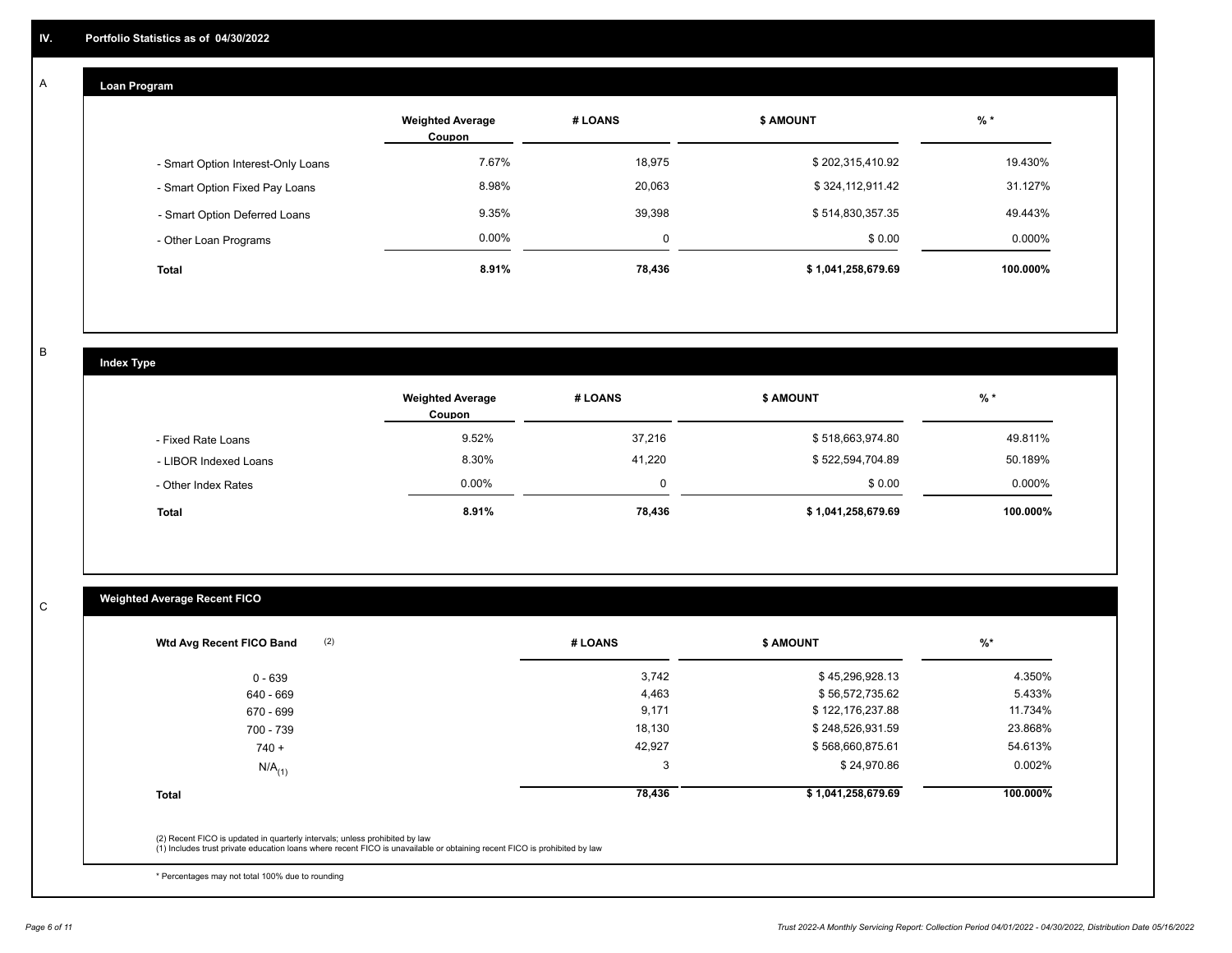## IV. Portfolio Statistics as of 04/30/2022

### A Loan Program

| | Weighted Average Coupon | # LOANS | $ AMOUNT | % * |
|---|---|---|---|---|
| - Smart Option Interest-Only Loans | 7.67% | 18,975 | $ 202,315,410.92 | 19.430% |
| - Smart Option Fixed Pay Loans | 8.98% | 20,063 | $ 324,112,911.42 | 31.127% |
| - Smart Option Deferred Loans | 9.35% | 39,398 | $ 514,830,357.35 | 49.443% |
| - Other Loan Programs | 0.00% | 0 | $ 0.00 | 0.000% |
| **Total** | **8.91%** | **78,436** | **$ 1,041,258,679.69** | **100.000%** |

### B Index Type

| | Weighted Average Coupon | # LOANS | $ AMOUNT | % * |
|---|---|---|---|---|
| - Fixed Rate Loans | 9.52% | 37,216 | $ 518,663,974.80 | 49.811% |
| - LIBOR Indexed Loans | 8.30% | 41,220 | $ 522,594,704.89 | 50.189% |
| - Other Index Rates | 0.00% | 0 | $ 0.00 | 0.000% |
| **Total** | **8.91%** | **78,436** | **$ 1,041,258,679.69** | **100.000%** |

### C Weighted Average Recent FICO

| Wtd Avg Recent FICO Band (2) | # LOANS | $ AMOUNT | %* |
|---|---|---|---|
| 0 - 639 | 3,742 | $ 45,296,928.13 | 4.350% |
| 640 - 669 | 4,463 | $ 56,572,735.62 | 5.433% |
| 670 - 699 | 9,171 | $ 122,176,237.88 | 11.734% |
| 700 - 739 | 18,130 | $ 248,526,931.59 | 23.868% |
| 740 + | 42,927 | $ 568,660,875.61 | 54.613% |
| N/A (1) | 3 | $ 24,970.86 | 0.002% |
| **Total** | **78,436** | **$ 1,041,258,679.69** | **100.000%** |

(2) Recent FICO is updated in quarterly intervals; unless prohibited by law
(1) Includes trust private education loans where recent FICO is unavailable or obtaining recent FICO is prohibited by law

* Percentages may not total 100% due to rounding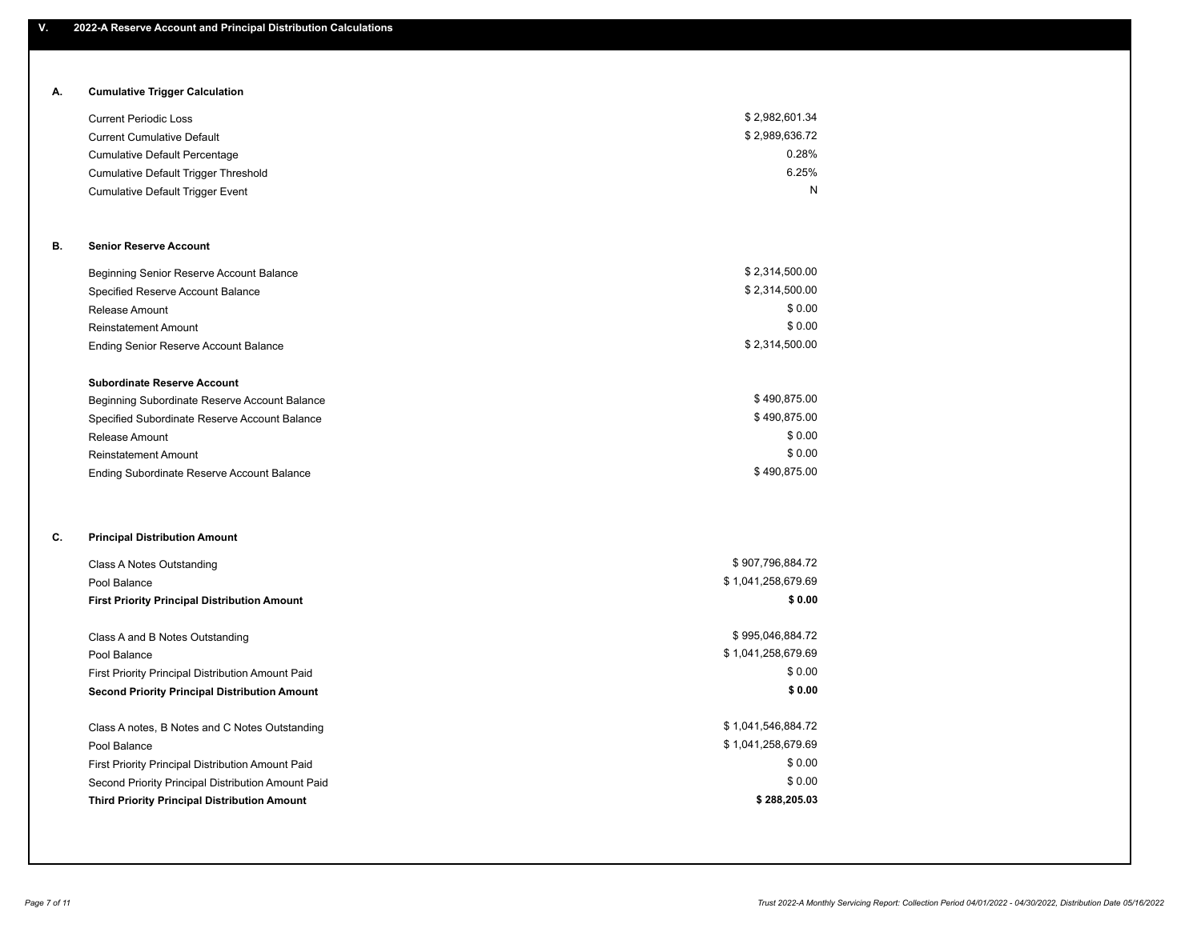## V. 2022-A Reserve Account and Principal Distribution Calculations

### A. Cumulative Trigger Calculation

| | |
|---|---|
| Current Periodic Loss | $ 2,982,601.34 |
| Current Cumulative Default | $ 2,989,636.72 |
| Cumulative Default Percentage | 0.28% |
| Cumulative Default Trigger Threshold | 6.25% |
| Cumulative Default Trigger Event | N |

### B. Senior Reserve Account

| | |
|---|---|
| Beginning Senior Reserve Account Balance | $ 2,314,500.00 |
| Specified Reserve Account Balance | $ 2,314,500.00 |
| Release Amount | $ 0.00 |
| Reinstatement Amount | $ 0.00 |
| Ending Senior Reserve Account Balance | $ 2,314,500.00 |

**Subordinate Reserve Account**

| | |
|---|---|
| Beginning Subordinate Reserve Account Balance | $ 490,875.00 |
| Specified Subordinate Reserve Account Balance | $ 490,875.00 |
| Release Amount | $ 0.00 |
| Reinstatement Amount | $ 0.00 |
| Ending Subordinate Reserve Account Balance | $ 490,875.00 |

### C. Principal Distribution Amount

| | |
|---|---|
| Class A Notes Outstanding | $ 907,796,884.72 |
| Pool Balance | $ 1,041,258,679.69 |
| **First Priority Principal Distribution Amount** | **$ 0.00** |
| | |
| Class A and B Notes Outstanding | $ 995,046,884.72 |
| Pool Balance | $ 1,041,258,679.69 |
| First Priority Principal Distribution Amount Paid | $ 0.00 |
| **Second Priority Principal Distribution Amount** | **$ 0.00** |
| | |
| Class A notes, B Notes and C Notes Outstanding | $ 1,041,546,884.72 |
| Pool Balance | $ 1,041,258,679.69 |
| First Priority Principal Distribution Amount Paid | $ 0.00 |
| Second Priority Principal Distribution Amount Paid | $ 0.00 |
| **Third Priority Principal Distribution Amount** | **$ 288,205.03** |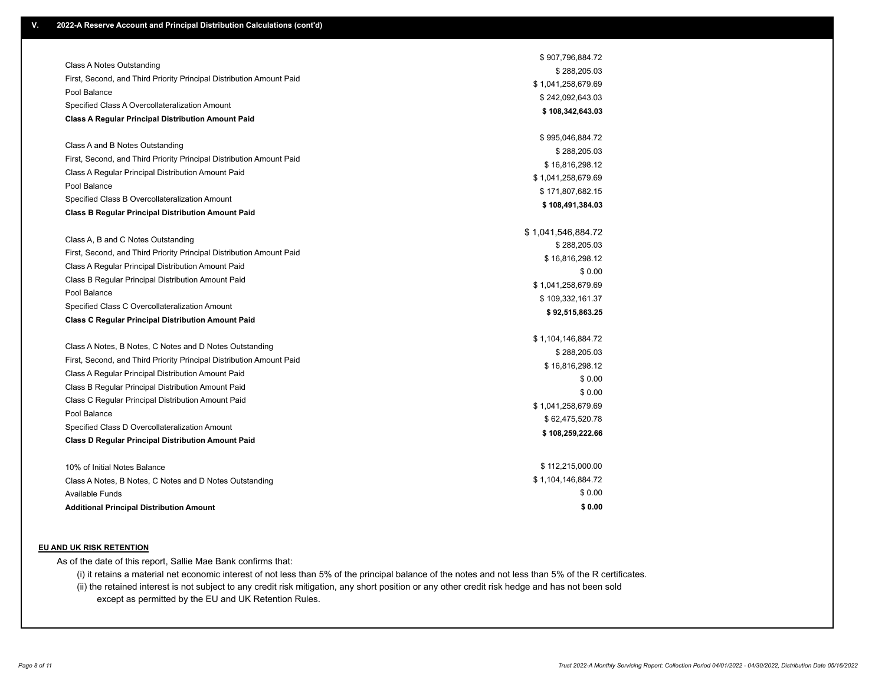## V. 2022-A Reserve Account and Principal Distribution Calculations (cont'd)

| | |
|---|---|
| Class A Notes Outstanding | $ 907,796,884.72 |
| First, Second, and Third Priority Principal Distribution Amount Paid | $ 288,205.03 |
| Pool Balance | $ 1,041,258,679.69 |
| Specified Class A Overcollateralization Amount | $ 242,092,643.03 |
| **Class A Regular Principal Distribution Amount Paid** | **$ 108,342,643.03** |
| | |
| Class A and B Notes Outstanding | $ 995,046,884.72 |
| First, Second, and Third Priority Principal Distribution Amount Paid | $ 288,205.03 |
| Class A Regular Principal Distribution Amount Paid | $ 16,816,298.12 |
| Pool Balance | $ 1,041,258,679.69 |
| Specified Class B Overcollateralization Amount | $ 171,807,682.15 |
| **Class B Regular Principal Distribution Amount Paid** | **$ 108,491,384.03** |
| | |
| Class A, B and C Notes Outstanding | $ 1,041,546,884.72 |
| First, Second, and Third Priority Principal Distribution Amount Paid | $ 288,205.03 |
| Class A Regular Principal Distribution Amount Paid | $ 16,816,298.12 |
| Class B Regular Principal Distribution Amount Paid | $ 0.00 |
| Pool Balance | $ 1,041,258,679.69 |
| Specified Class C Overcollateralization Amount | $ 109,332,161.37 |
| **Class C Regular Principal Distribution Amount Paid** | **$ 92,515,863.25** |
| | |
| Class A Notes, B Notes, C Notes and D Notes Outstanding | $ 1,104,146,884.72 |
| First, Second, and Third Priority Principal Distribution Amount Paid | $ 288,205.03 |
| Class A Regular Principal Distribution Amount Paid | $ 16,816,298.12 |
| Class B Regular Principal Distribution Amount Paid | $ 0.00 |
| Class C Regular Principal Distribution Amount Paid | $ 0.00 |
| Pool Balance | $ 1,041,258,679.69 |
| Specified Class D Overcollateralization Amount | $ 62,475,520.78 |
| **Class D Regular Principal Distribution Amount Paid** | **$ 108,259,222.66** |
| | |
| 10% of Initial Notes Balance | $ 112,215,000.00 |
| Class A Notes, B Notes, C Notes and D Notes Outstanding | $ 1,104,146,884.72 |
| Available Funds | $ 0.00 |
| **Additional Principal Distribution Amount** | **$ 0.00** |

**EU AND UK RISK RETENTION**

As of the date of this report, Sallie Mae Bank confirms that:

(i) it retains a material net economic interest of not less than 5% of the principal balance of the notes and not less than 5% of the R certificates.

(ii) the retained interest is not subject to any credit risk mitigation, any short position or any other credit risk hedge and has not been sold except as permitted by the EU and UK Retention Rules.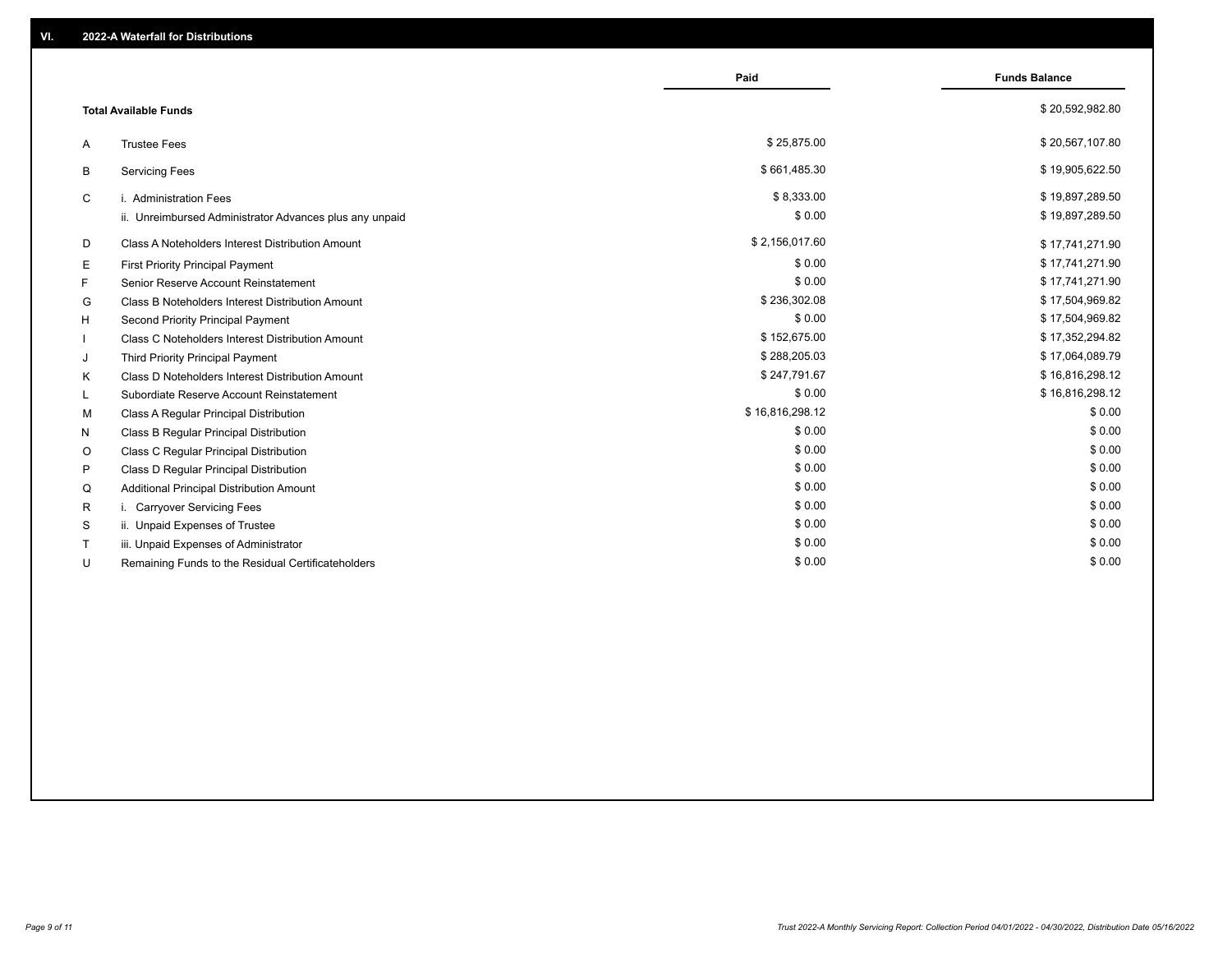## VI. 2022-A Waterfall for Distributions

| | | Paid | Funds Balance |
|---|---|---|---|
| | **Total Available Funds** | | $ 20,592,982.80 |
| A | Trustee Fees | $ 25,875.00 | $ 20,567,107.80 |
| B | Servicing Fees | $ 661,485.30 | $ 19,905,622.50 |
| C | i. Administration Fees | $ 8,333.00 | $ 19,897,289.50 |
| | ii. Unreimbursed Administrator Advances plus any unpaid | $ 0.00 | $ 19,897,289.50 |
| D | Class A Noteholders Interest Distribution Amount | $ 2,156,017.60 | $ 17,741,271.90 |
| E | First Priority Principal Payment | $ 0.00 | $ 17,741,271.90 |
| F | Senior Reserve Account Reinstatement | $ 0.00 | $ 17,741,271.90 |
| G | Class B Noteholders Interest Distribution Amount | $ 236,302.08 | $ 17,504,969.82 |
| H | Second Priority Principal Payment | $ 0.00 | $ 17,504,969.82 |
| I | Class C Noteholders Interest Distribution Amount | $ 152,675.00 | $ 17,352,294.82 |
| J | Third Priority Principal Payment | $ 288,205.03 | $ 17,064,089.79 |
| K | Class D Noteholders Interest Distribution Amount | $ 247,791.67 | $ 16,816,298.12 |
| L | Subordiate Reserve Account Reinstatement | $ 0.00 | $ 16,816,298.12 |
| M | Class A Regular Principal Distribution | $ 16,816,298.12 | $ 0.00 |
| N | Class B Regular Principal Distribution | $ 0.00 | $ 0.00 |
| O | Class C Regular Principal Distribution | $ 0.00 | $ 0.00 |
| P | Class D Regular Principal Distribution | $ 0.00 | $ 0.00 |
| Q | Additional Principal Distribution Amount | $ 0.00 | $ 0.00 |
| R | i. Carryover Servicing Fees | $ 0.00 | $ 0.00 |
| S | ii. Unpaid Expenses of Trustee | $ 0.00 | $ 0.00 |
| T | iii. Unpaid Expenses of Administrator | $ 0.00 | $ 0.00 |
| U | Remaining Funds to the Residual Certificateholders | $ 0.00 | $ 0.00 |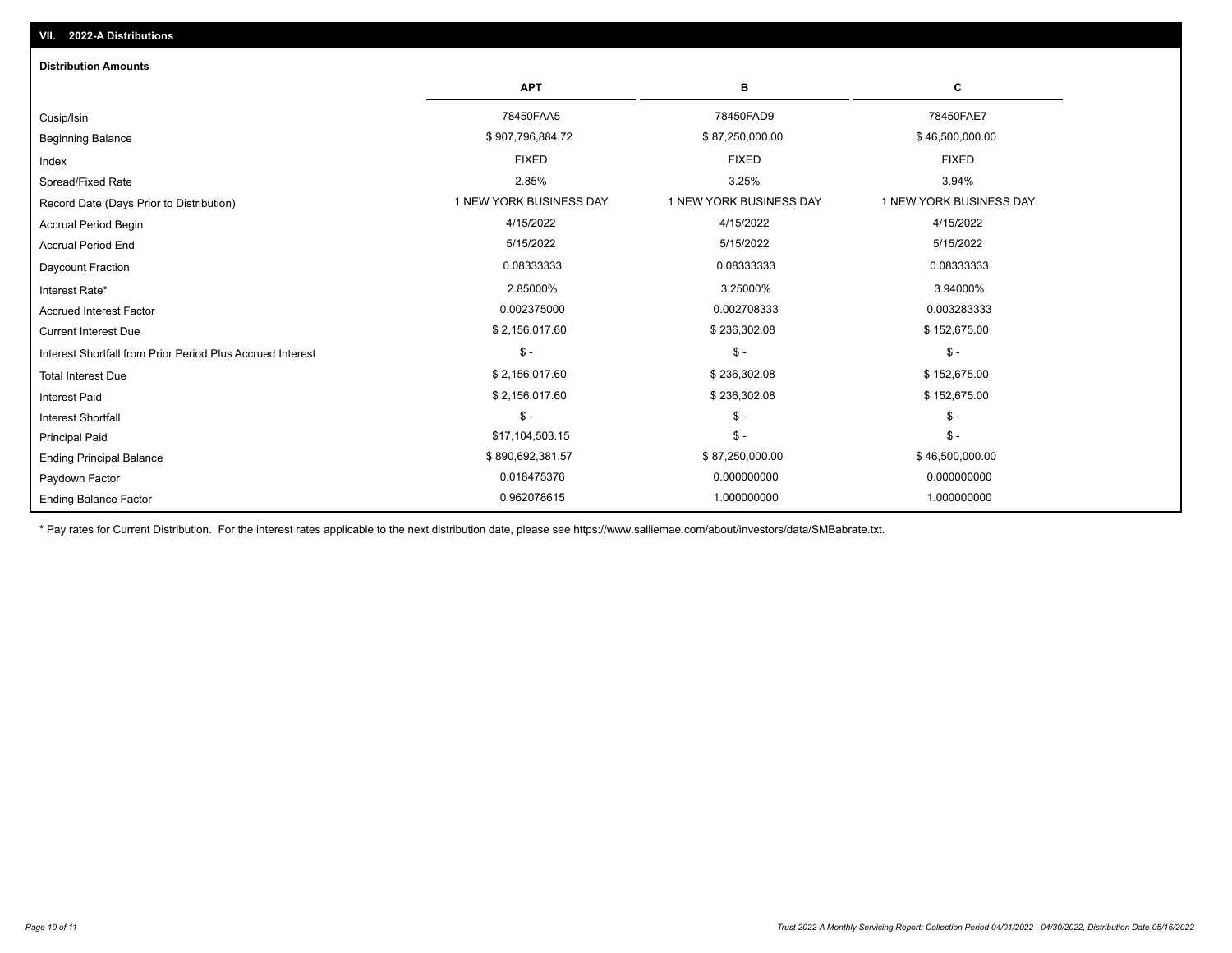## VII. 2022-A Distributions

### Distribution Amounts

| | APT | B | C |
|---|---|---|---|
| Cusip/Isin | 78450FAA5 | 78450FAD9 | 78450FAE7 |
| Beginning Balance | $ 907,796,884.72 | $ 87,250,000.00 | $ 46,500,000.00 |
| Index | FIXED | FIXED | FIXED |
| Spread/Fixed Rate | 2.85% | 3.25% | 3.94% |
| Record Date (Days Prior to Distribution) | 1 NEW YORK BUSINESS DAY | 1 NEW YORK BUSINESS DAY | 1 NEW YORK BUSINESS DAY |
| Accrual Period Begin | 4/15/2022 | 4/15/2022 | 4/15/2022 |
| Accrual Period End | 5/15/2022 | 5/15/2022 | 5/15/2022 |
| Daycount Fraction | 0.08333333 | 0.08333333 | 0.08333333 |
| Interest Rate* | 2.85000% | 3.25000% | 3.94000% |
| Accrued Interest Factor | 0.002375000 | 0.002708333 | 0.003283333 |
| Current Interest Due | $ 2,156,017.60 | $ 236,302.08 | $ 152,675.00 |
| Interest Shortfall from Prior Period Plus Accrued Interest | $ - | $ - | $ - |
| Total Interest Due | $ 2,156,017.60 | $ 236,302.08 | $ 152,675.00 |
| Interest Paid | $ 2,156,017.60 | $ 236,302.08 | $ 152,675.00 |
| Interest Shortfall | $ - | $ - | $ - |
| Principal Paid | $17,104,503.15 | $ - | $ - |
| Ending Principal Balance | $ 890,692,381.57 | $ 87,250,000.00 | $ 46,500,000.00 |
| Paydown Factor | 0.018475376 | 0.000000000 | 0.000000000 |
| Ending Balance Factor | 0.962078615 | 1.000000000 | 1.000000000 |

* Pay rates for Current Distribution. For the interest rates applicable to the next distribution date, please see https://www.salliemae.com/about/investors/data/SMBabrate.txt.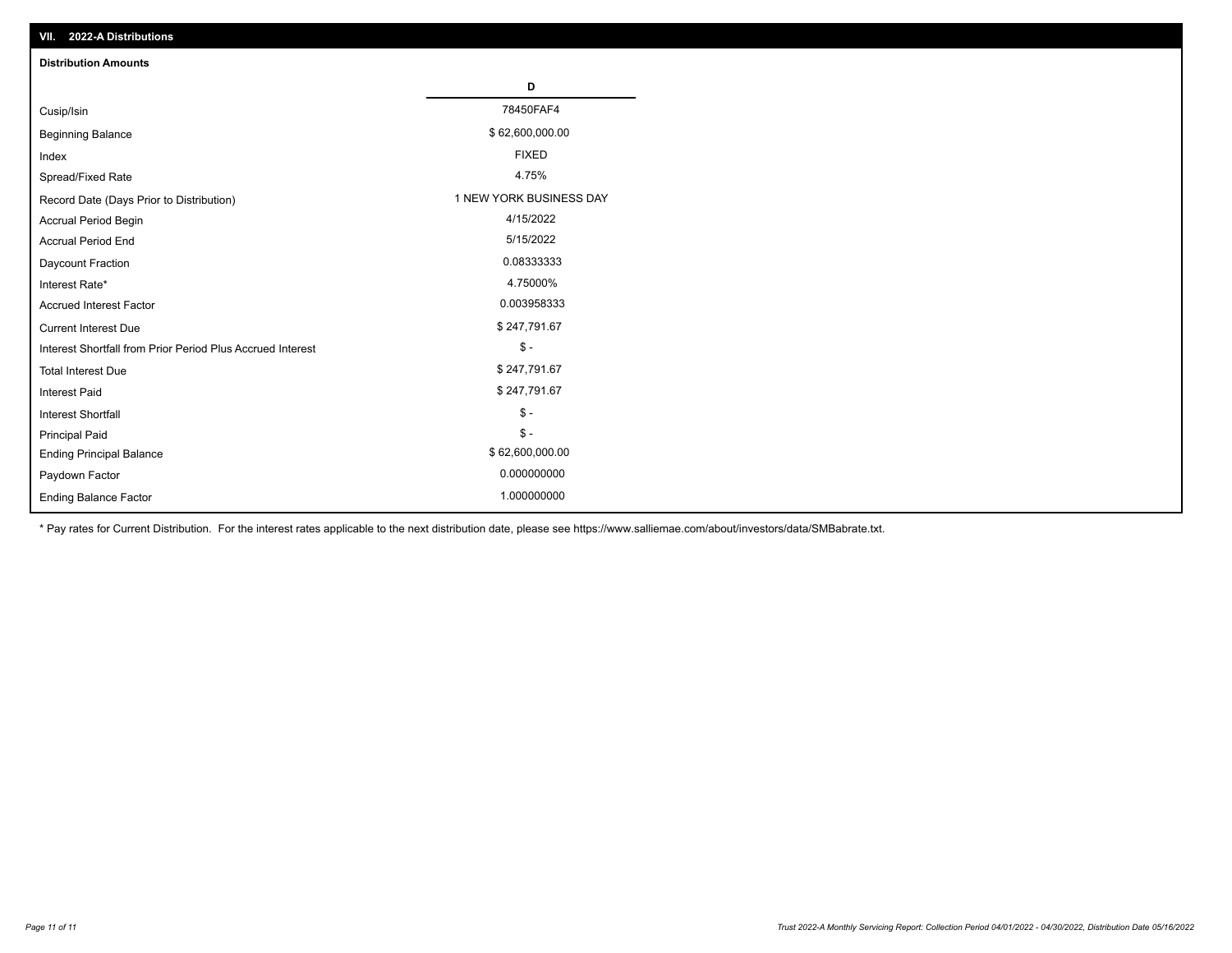## VII. 2022-A Distributions

### Distribution Amounts

| | D |
|---|---|
| Cusip/Isin | 78450FAF4 |
| Beginning Balance | $ 62,600,000.00 |
| Index | FIXED |
| Spread/Fixed Rate | 4.75% |
| Record Date (Days Prior to Distribution) | 1 NEW YORK BUSINESS DAY |
| Accrual Period Begin | 4/15/2022 |
| Accrual Period End | 5/15/2022 |
| Daycount Fraction | 0.08333333 |
| Interest Rate* | 4.75000% |
| Accrued Interest Factor | 0.003958333 |
| Current Interest Due | $ 247,791.67 |
| Interest Shortfall from Prior Period Plus Accrued Interest | $ - |
| Total Interest Due | $ 247,791.67 |
| Interest Paid | $ 247,791.67 |
| Interest Shortfall | $ - |
| Principal Paid | $ - |
| Ending Principal Balance | $ 62,600,000.00 |
| Paydown Factor | 0.000000000 |
| Ending Balance Factor | 1.000000000 |

* Pay rates for Current Distribution. For the interest rates applicable to the next distribution date, please see https://www.salliemae.com/about/investors/data/SMBabrate.txt.